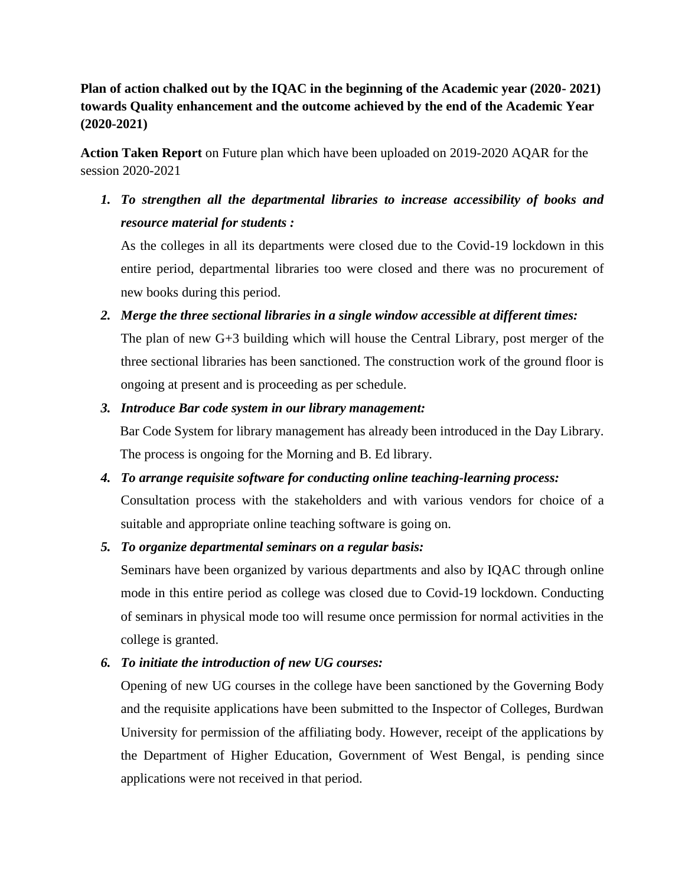**Plan of action chalked out by the IQAC in the beginning of the Academic year (2020- 2021) towards Quality enhancement and the outcome achieved by the end of the Academic Year (2020-2021)**

**Action Taken Report** on Future plan which have been uploaded on 2019-2020 AQAR for the session 2020-2021

1. ***To strengthen all the departmental libraries to increase accessibility of books and resource material for students :***

   As the colleges in all its departments were closed due to the Covid-19 lockdown in this entire period, departmental libraries too were closed and there was no procurement of new books during this period.

2. ***Merge the three sectional libraries in a single window accessible at different times:***

   The plan of new G+3 building which will house the Central Library, post merger of the three sectional libraries has been sanctioned. The construction work of the ground floor is ongoing at present and is proceeding as per schedule.

3. ***Introduce Bar code system in our library management:***

   Bar Code System for library management has already been introduced in the Day Library. The process is ongoing for the Morning and B. Ed library.

4. ***To arrange requisite software for conducting online teaching-learning process:***

   Consultation process with the stakeholders and with various vendors for choice of a suitable and appropriate online teaching software is going on.

5. ***To organize departmental seminars on a regular basis:***

   Seminars have been organized by various departments and also by IQAC through online mode in this entire period as college was closed due to Covid-19 lockdown. Conducting of seminars in physical mode too will resume once permission for normal activities in the college is granted.

6. ***To initiate the introduction of new UG courses:***

   Opening of new UG courses in the college have been sanctioned by the Governing Body and the requisite applications have been submitted to the Inspector of Colleges, Burdwan University for permission of the affiliating body. However, receipt of the applications by the Department of Higher Education, Government of West Bengal, is pending since applications were not received in that period.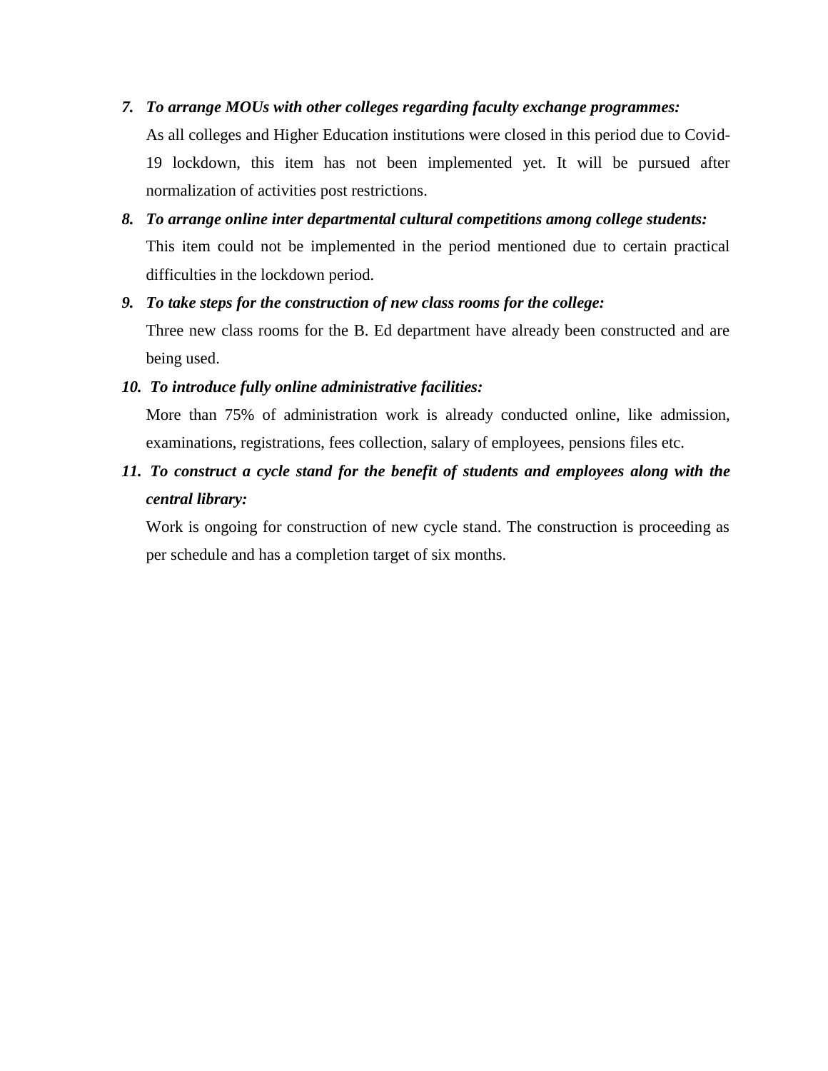7. ***To arrange MOUs with other colleges regarding faculty exchange programmes:***

   As all colleges and Higher Education institutions were closed in this period due to Covid-19 lockdown, this item has not been implemented yet. It will be pursued after normalization of activities post restrictions.

8. ***To arrange online inter departmental cultural competitions among college students:***

   This item could not be implemented in the period mentioned due to certain practical difficulties in the lockdown period.

9. ***To take steps for the construction of new class rooms for the college:***

   Three new class rooms for the B. Ed department have already been constructed and are being used.

10. ***To introduce fully online administrative facilities:***

    More than 75% of administration work is already conducted online, like admission, examinations, registrations, fees collection, salary of employees, pensions files etc.

11. ***To construct a cycle stand for the benefit of students and employees along with the central library:***

    Work is ongoing for construction of new cycle stand. The construction is proceeding as per schedule and has a completion target of six months.